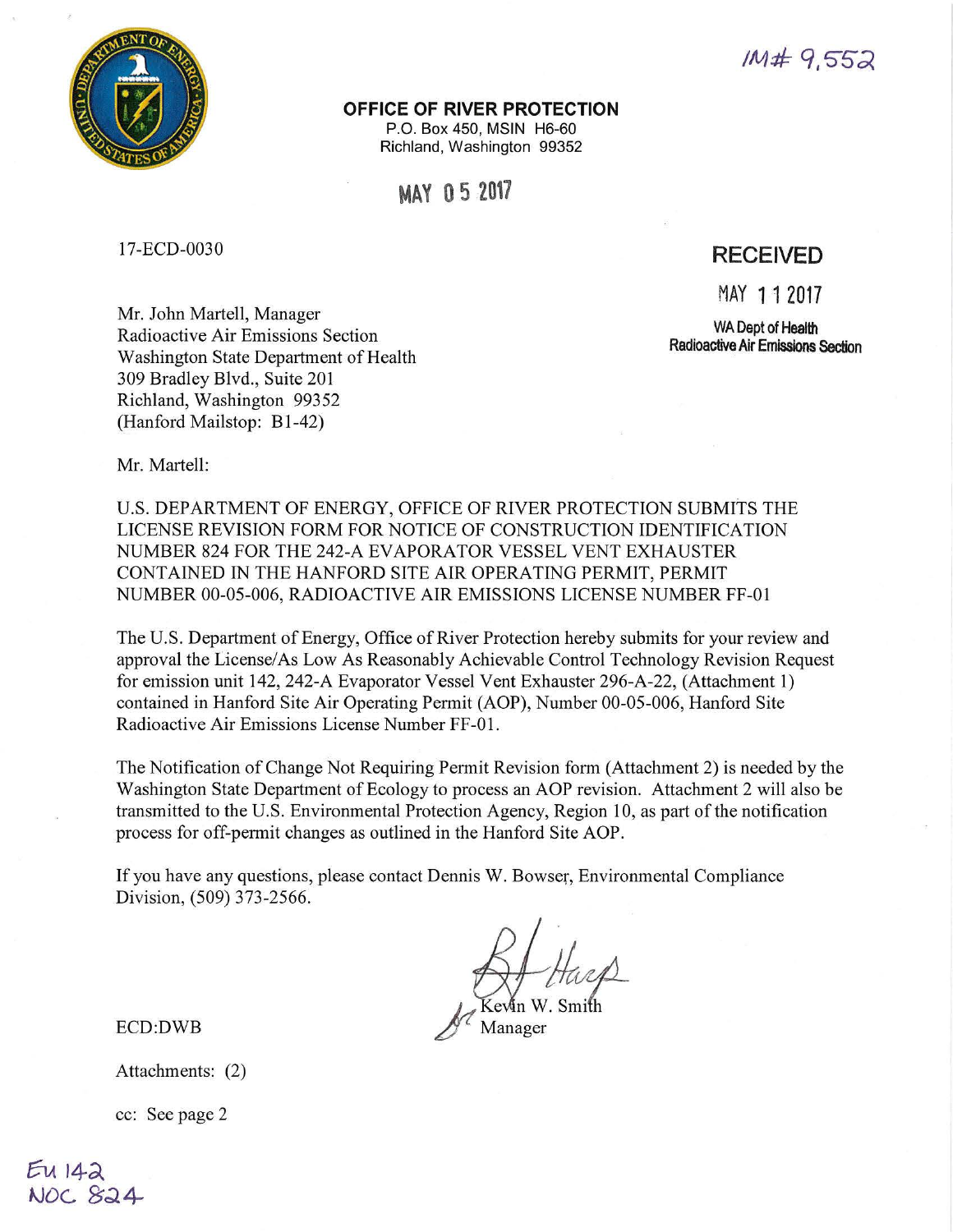IM# 9,552

**OFFICE OF RIVER PROTECTION**
P.O. Box 450, MSIN H6-60
Richland, Washington 99352

MAY 05 2017

17-ECD-0030

**RECEIVED**

MAY 11 2017

**WA Dept of Health**
**Radioactive Air Emissions Section**

Mr. John Martell, Manager
Radioactive Air Emissions Section
Washington State Department of Health
309 Bradley Blvd., Suite 201
Richland, Washington 99352
(Hanford Mailstop: B1-42)

Mr. Martell:

U.S. DEPARTMENT OF ENERGY, OFFICE OF RIVER PROTECTION SUBMITS THE LICENSE REVISION FORM FOR NOTICE OF CONSTRUCTION IDENTIFICATION NUMBER 824 FOR THE 242-A EVAPORATOR VESSEL VENT EXHAUSTER CONTAINED IN THE HANFORD SITE AIR OPERATING PERMIT, PERMIT NUMBER 00-05-006, RADIOACTIVE AIR EMISSIONS LICENSE NUMBER FF-01

The U.S. Department of Energy, Office of River Protection hereby submits for your review and approval the License/As Low As Reasonably Achievable Control Technology Revision Request for emission unit 142, 242-A Evaporator Vessel Vent Exhauster 296-A-22, (Attachment 1) contained in Hanford Site Air Operating Permit (AOP), Number 00-05-006, Hanford Site Radioactive Air Emissions License Number FF-01.

The Notification of Change Not Requiring Permit Revision form (Attachment 2) is needed by the Washington State Department of Ecology to process an AOP revision. Attachment 2 will also be transmitted to the U.S. Environmental Protection Agency, Region 10, as part of the notification process for off-permit changes as outlined in the Hanford Site AOP.

If you have any questions, please contact Dennis W. Bowser, Environmental Compliance Division, (509) 373-2566.

Kevin W. Smith
Manager

ECD:DWB

Attachments: (2)

cc: See page 2

EU 142
NOC 824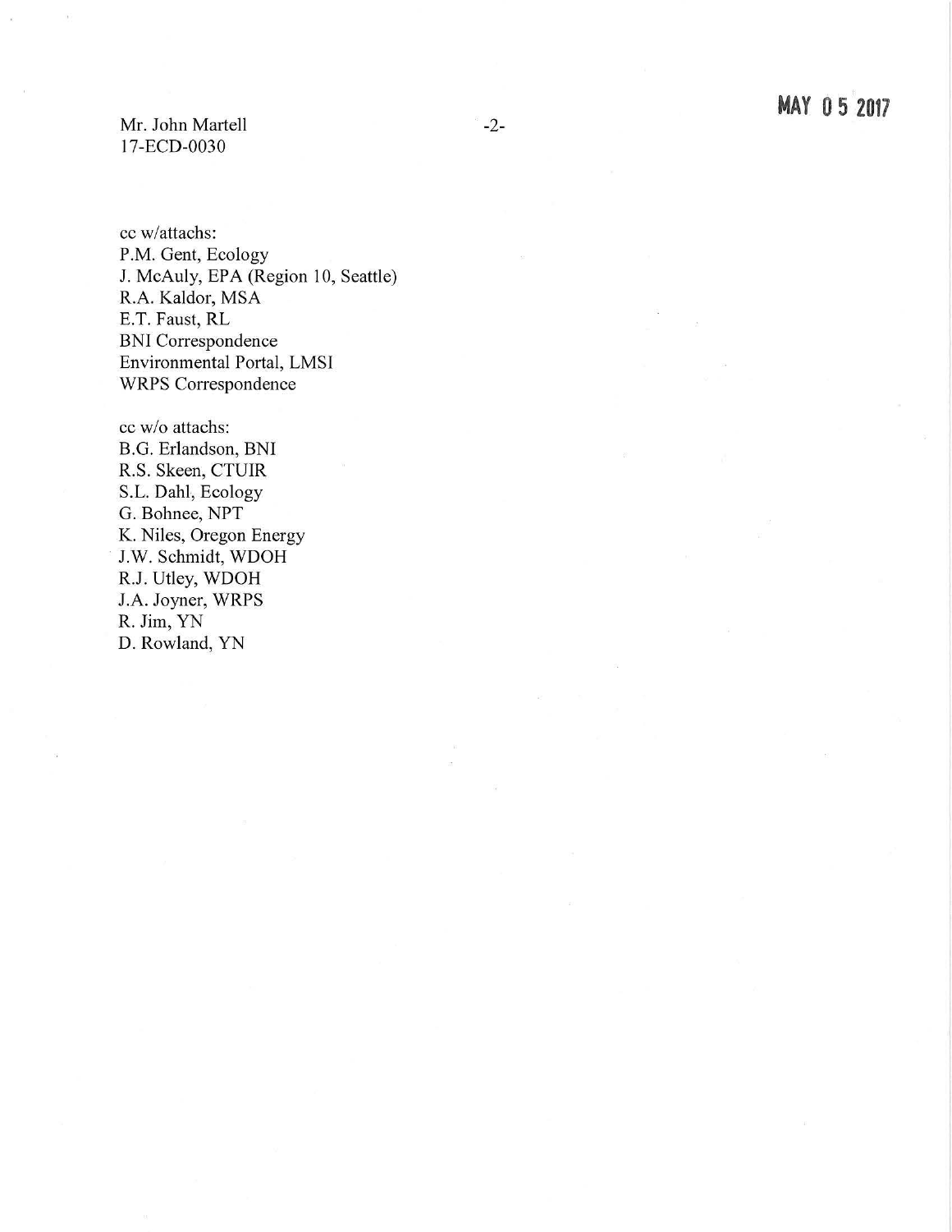Mr. John Martell
17-ECD-0030

MAY 05 2017

cc w/attachs:
P.M. Gent, Ecology
J. McAuly, EPA (Region 10, Seattle)
R.A. Kaldor, MSA
E.T. Faust, RL
BNI Correspondence
Environmental Portal, LMSI
WRPS Correspondence

cc w/o attachs:
B.G. Erlandson, BNI
R.S. Skeen, CTUIR
S.L. Dahl, Ecology
G. Bohnee, NPT
K. Niles, Oregon Energy
J.W. Schmidt, WDOH
R.J. Utley, WDOH
J.A. Joyner, WRPS
R. Jim, YN
D. Rowland, YN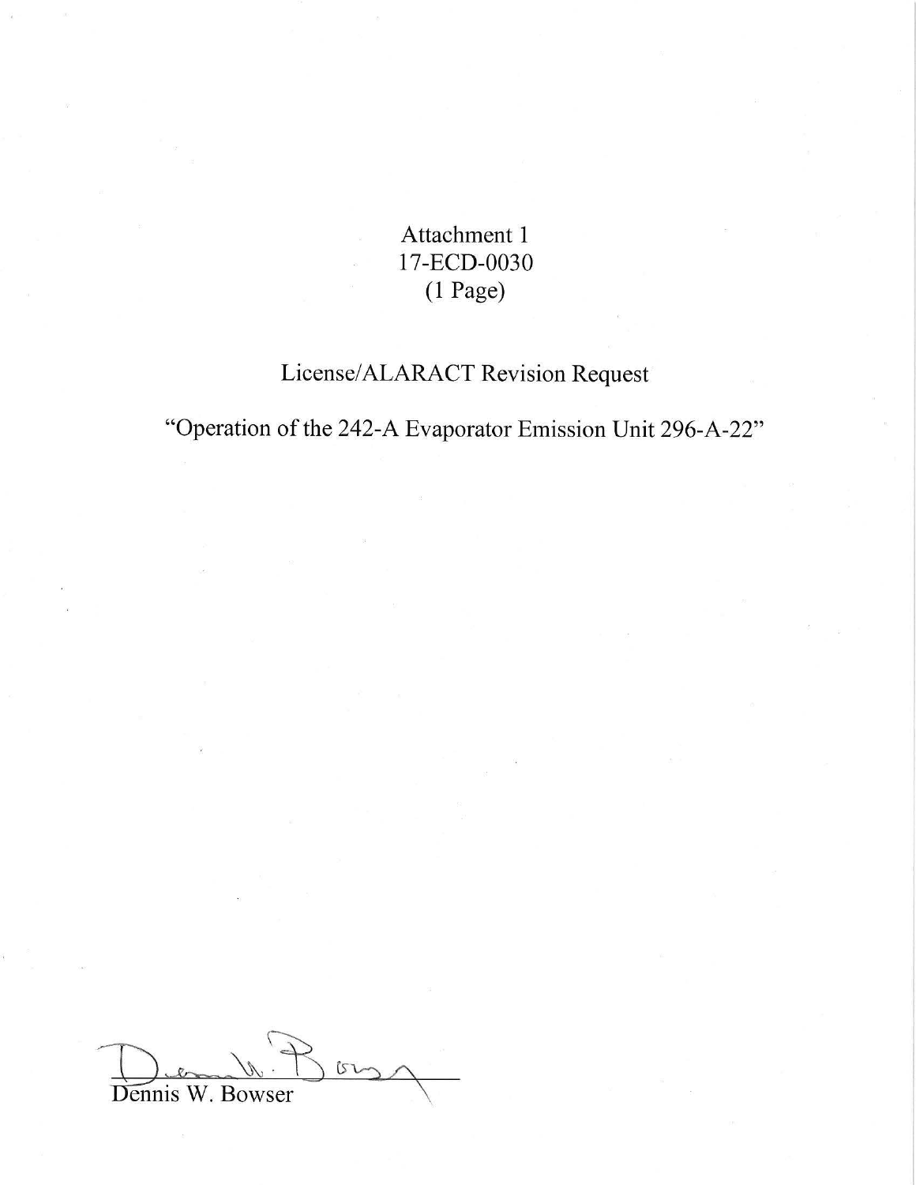Attachment 1
17-ECD-0030
(1 Page)

License/ALARACT Revision Request

"Operation of the 242-A Evaporator Emission Unit 296-A-22"

Dennis W. Bowser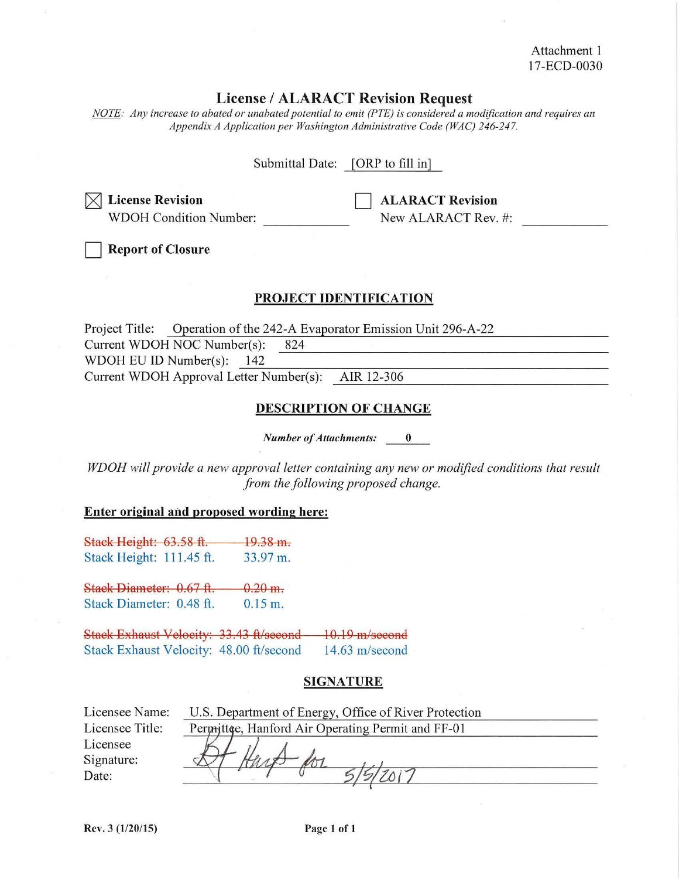Attachment 1
17-ECD-0030

# License / ALARACT Revision Request

*NOTE: Any increase to abated or unabated potential to emit (PTE) is considered a modification and requires an Appendix A Application per Washington Administrative Code (WAC) 246-247.*

Submittal Date: [ORP to fill in]

☒ **License Revision**
WDOH Condition Number: ____________

☐ **ALARACT Revision**
New ALARACT Rev. #: ____________

☐ **Report of Closure**

## PROJECT IDENTIFICATION

Project Title: Operation of the 242-A Evaporator Emission Unit 296-A-22
Current WDOH NOC Number(s): 824
WDOH EU ID Number(s): 142
Current WDOH Approval Letter Number(s): AIR 12-306

## DESCRIPTION OF CHANGE

***Number of Attachments:*** 0

*WDOH will provide a new approval letter containing any new or modified conditions that result from the following proposed change.*

**Enter original and proposed wording here:**

~~Stack Height: 63.58 ft. 19.38 m.~~
Stack Height: 111.45 ft. 33.97 m.

~~Stack Diameter: 0.67 ft. 0.20 m.~~
Stack Diameter: 0.48 ft. 0.15 m.

~~Stack Exhaust Velocity: 33.43 ft/second 10.19 m/second~~
Stack Exhaust Velocity: 48.00 ft/second 14.63 m/second

## SIGNATURE

Licensee Name: U.S. Department of Energy, Office of River Protection
Licensee Title: Permittee, Hanford Air Operating Permit and FF-01
Licensee Signature: *[signature] for*
Date: 5/5/2017

Rev. 3 (1/20/15)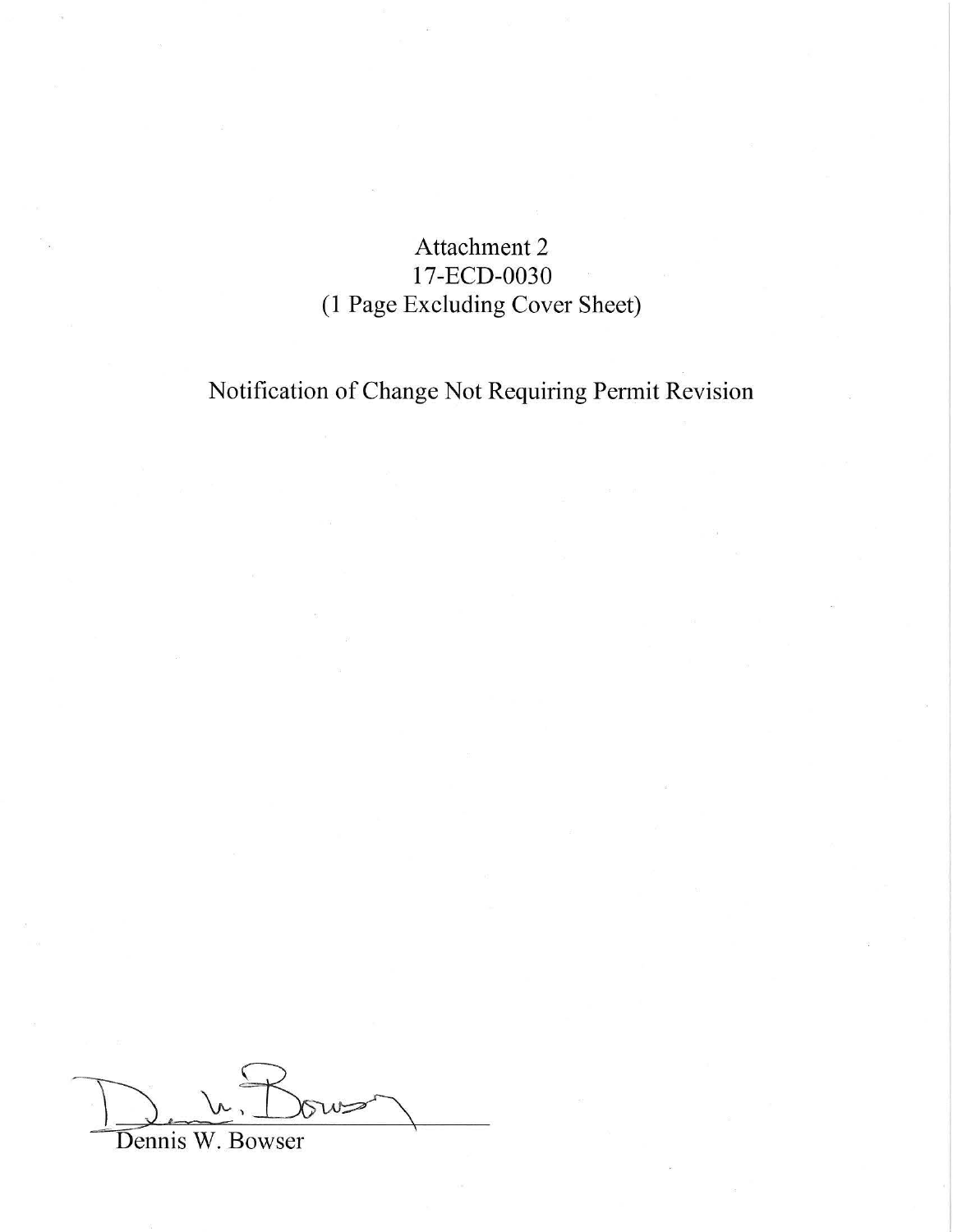Attachment 2
17-ECD-0030
(1 Page Excluding Cover Sheet)

Notification of Change Not Requiring Permit Revision

Dennis W. Bowser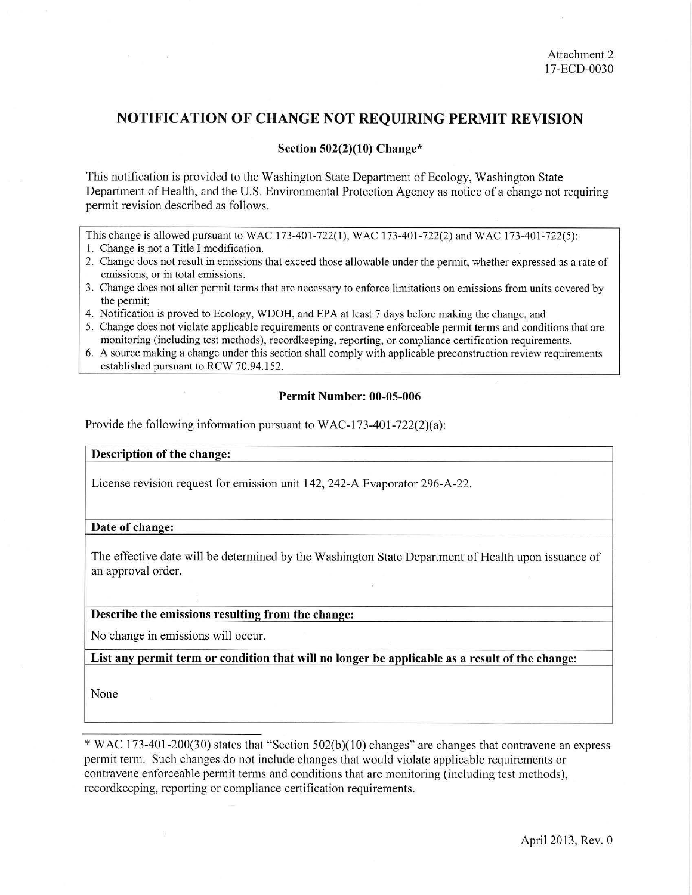Attachment 2
17-ECD-0030

# NOTIFICATION OF CHANGE NOT REQUIRING PERMIT REVISION

## Section 502(2)(10) Change*

This notification is provided to the Washington State Department of Ecology, Washington State Department of Health, and the U.S. Environmental Protection Agency as notice of a change not requiring permit revision described as follows.

This change is allowed pursuant to WAC 173-401-722(1), WAC 173-401-722(2) and WAC 173-401-722(5):

1. Change is not a Title I modification.
2. Change does not result in emissions that exceed those allowable under the permit, whether expressed as a rate of emissions, or in total emissions.
3. Change does not alter permit terms that are necessary to enforce limitations on emissions from units covered by the permit;
4. Notification is proved to Ecology, WDOH, and EPA at least 7 days before making the change, and
5. Change does not violate applicable requirements or contravene enforceable permit terms and conditions that are monitoring (including test methods), recordkeeping, reporting, or compliance certification requirements.
6. A source making a change under this section shall comply with applicable preconstruction review requirements established pursuant to RCW 70.94.152.

**Permit Number: 00-05-006**

Provide the following information pursuant to WAC-173-401-722(2)(a):

**Description of the change:**

License revision request for emission unit 142, 242-A Evaporator 296-A-22.

**Date of change:**

The effective date will be determined by the Washington State Department of Health upon issuance of an approval order.

**Describe the emissions resulting from the change:**

No change in emissions will occur.

**List any permit term or condition that will no longer be applicable as a result of the change:**

None

---

* WAC 173-401-200(30) states that "Section 502(b)(10) changes" are changes that contravene an express permit term. Such changes do not include changes that would violate applicable requirements or contravene enforceable permit terms and conditions that are monitoring (including test methods), recordkeeping, reporting or compliance certification requirements.

April 2013, Rev. 0